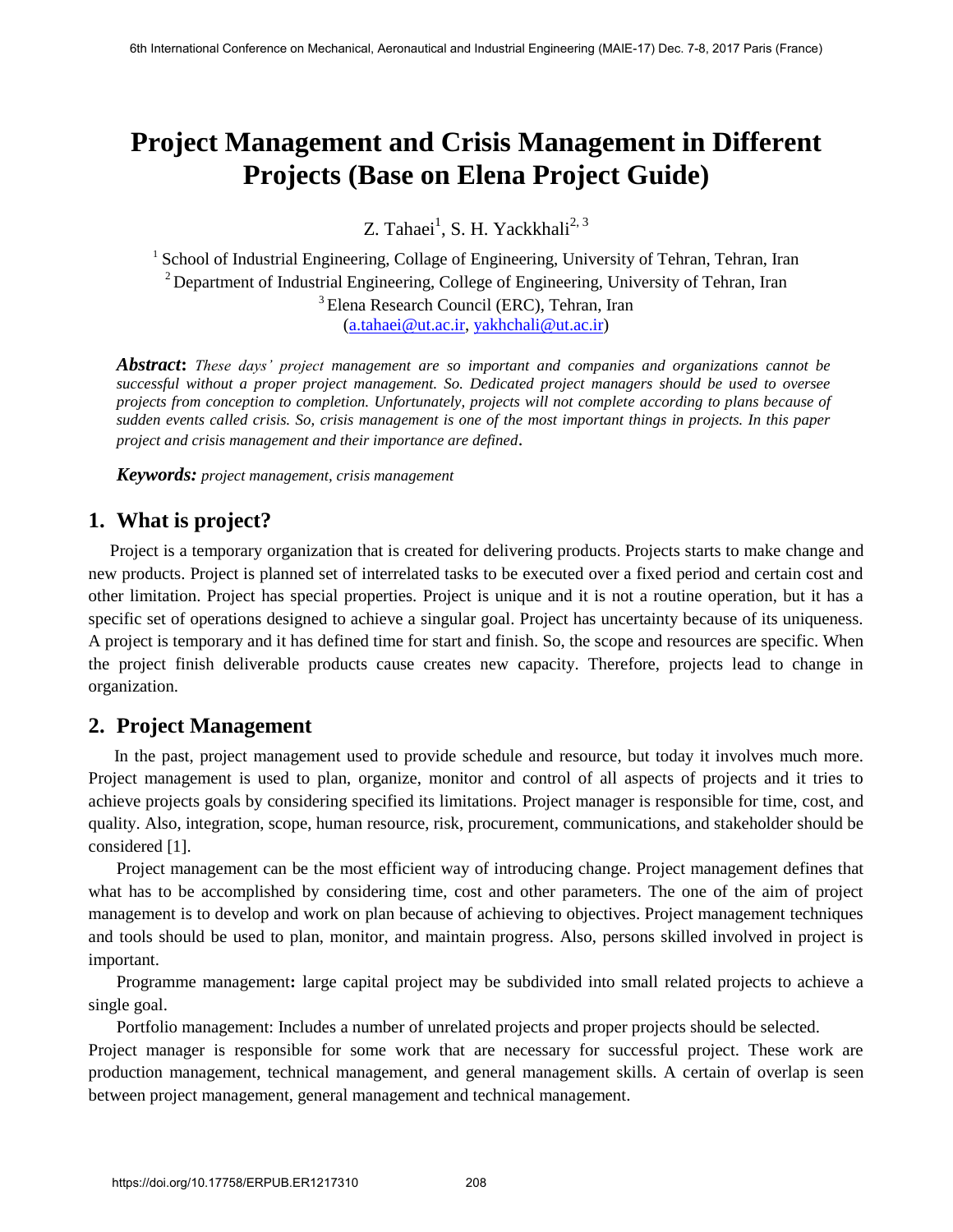# Project Management and Crisis Management in Different Projects (Base on Elena Project Guide)

Z. Tahaei[1], S. H. Yackkhali[2, 3]

[1] School of Industrial Engineering, Collage of Engineering, University of Tehran, Tehran, Iran
[2] Department of Industrial Engineering, College of Engineering, University of Tehran, Iran
[3] Elena Research Council (ERC), Tehran, Iran
(a.tahaei@ut.ac.ir, yakhchali@ut.ac.ir)

***Abstract*:** *These days' project management are so important and companies and organizations cannot be successful without a proper project management. So. Dedicated project managers should be used to oversee projects from conception to completion. Unfortunately, projects will not complete according to plans because of sudden events called crisis. So, crisis management is one of the most important things in projects. In this paper project and crisis management and their importance are defined*.

***Keywords:*** *project management, crisis management*

## 1. What is project?

Project is a temporary organization that is created for delivering products. Projects starts to make change and new products. Project is planned set of interrelated tasks to be executed over a fixed period and certain cost and other limitation. Project has special properties. Project is unique and it is not a routine operation, but it has a specific set of operations designed to achieve a singular goal. Project has uncertainty because of its uniqueness. A project is temporary and it has defined time for start and finish. So, the scope and resources are specific. When the project finish deliverable products cause creates new capacity. Therefore, projects lead to change in organization.

## 2. Project Management

In the past, project management used to provide schedule and resource, but today it involves much more. Project management is used to plan, organize, monitor and control of all aspects of projects and it tries to achieve projects goals by considering specified its limitations. Project manager is responsible for time, cost, and quality. Also, integration, scope, human resource, risk, procurement, communications, and stakeholder should be considered [1].

Project management can be the most efficient way of introducing change. Project management defines that what has to be accomplished by considering time, cost and other parameters. The one of the aim of project management is to develop and work on plan because of achieving to objectives. Project management techniques and tools should be used to plan, monitor, and maintain progress. Also, persons skilled involved in project is important.

Programme management**:** large capital project may be subdivided into small related projects to achieve a single goal.

Portfolio management: Includes a number of unrelated projects and proper projects should be selected.

Project manager is responsible for some work that are necessary for successful project. These work are production management, technical management, and general management skills. A certain of overlap is seen between project management, general management and technical management.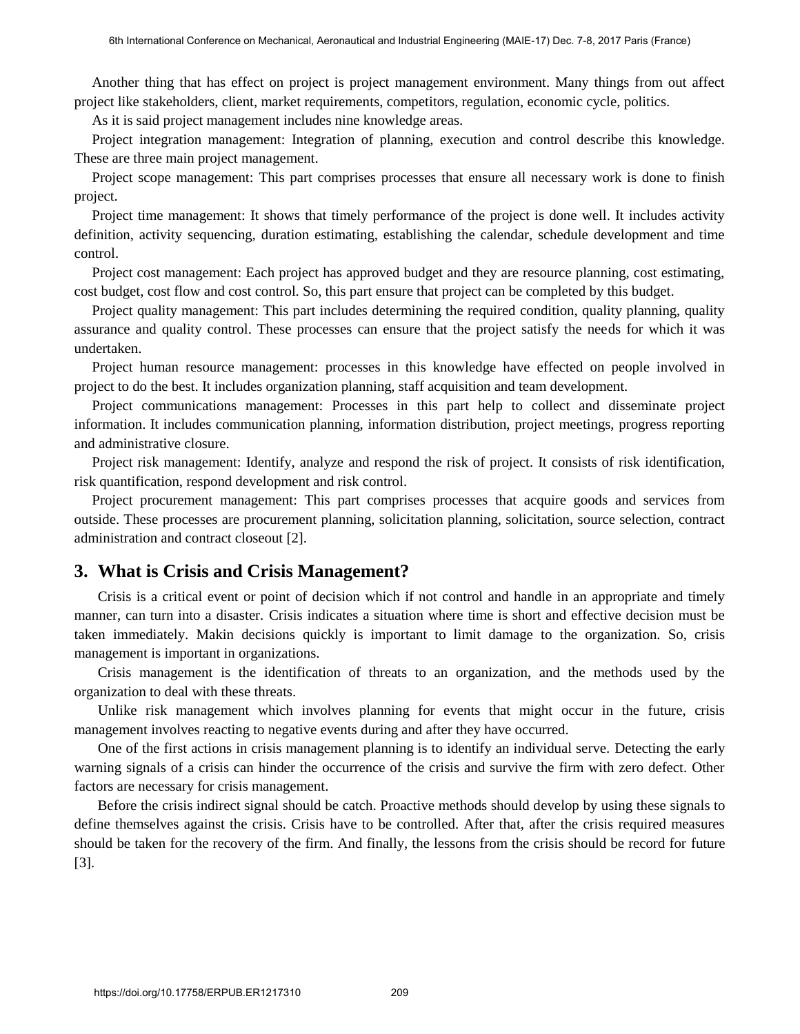Another thing that has effect on project is project management environment. Many things from out affect project like stakeholders, client, market requirements, competitors, regulation, economic cycle, politics.

As it is said project management includes nine knowledge areas.

Project integration management: Integration of planning, execution and control describe this knowledge. These are three main project management.

Project scope management: This part comprises processes that ensure all necessary work is done to finish project.

Project time management: It shows that timely performance of the project is done well. It includes activity definition, activity sequencing, duration estimating, establishing the calendar, schedule development and time control.

Project cost management: Each project has approved budget and they are resource planning, cost estimating, cost budget, cost flow and cost control. So, this part ensure that project can be completed by this budget.

Project quality management: This part includes determining the required condition, quality planning, quality assurance and quality control. These processes can ensure that the project satisfy the needs for which it was undertaken.

Project human resource management: processes in this knowledge have effected on people involved in project to do the best. It includes organization planning, staff acquisition and team development.

Project communications management: Processes in this part help to collect and disseminate project information. It includes communication planning, information distribution, project meetings, progress reporting and administrative closure.

Project risk management: Identify, analyze and respond the risk of project. It consists of risk identification, risk quantification, respond development and risk control.

Project procurement management: This part comprises processes that acquire goods and services from outside. These processes are procurement planning, solicitation planning, solicitation, source selection, contract administration and contract closeout [2].

## 3. What is Crisis and Crisis Management?

Crisis is a critical event or point of decision which if not control and handle in an appropriate and timely manner, can turn into a disaster. Crisis indicates a situation where time is short and effective decision must be taken immediately. Makin decisions quickly is important to limit damage to the organization. So, crisis management is important in organizations.

Crisis management is the identification of threats to an organization, and the methods used by the organization to deal with these threats.

Unlike risk management which involves planning for events that might occur in the future, crisis management involves reacting to negative events during and after they have occurred.

One of the first actions in crisis management planning is to identify an individual serve. Detecting the early warning signals of a crisis can hinder the occurrence of the crisis and survive the firm with zero defect. Other factors are necessary for crisis management.

Before the crisis indirect signal should be catch. Proactive methods should develop by using these signals to define themselves against the crisis. Crisis have to be controlled. After that, after the crisis required measures should be taken for the recovery of the firm. And finally, the lessons from the crisis should be record for future [3].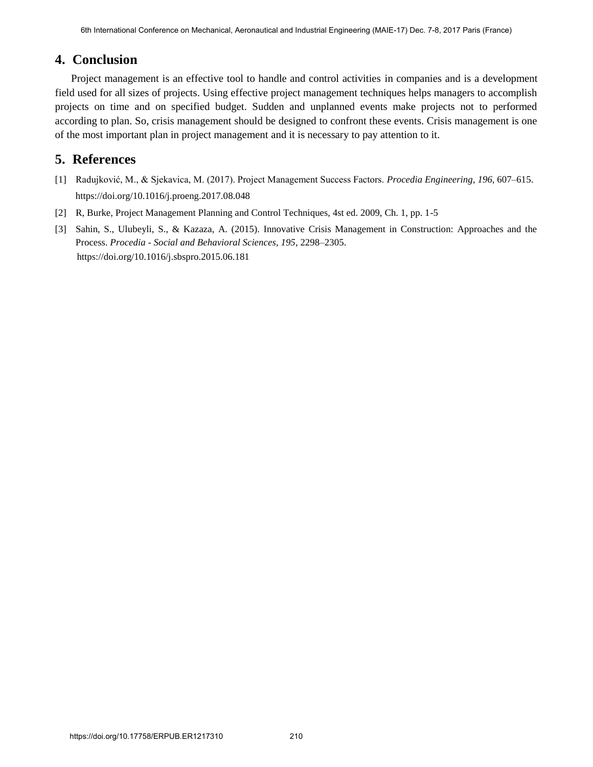## 4. Conclusion

Project management is an effective tool to handle and control activities in companies and is a development field used for all sizes of projects. Using effective project management techniques helps managers to accomplish projects on time and on specified budget. Sudden and unplanned events make projects not to performed according to plan. So, crisis management should be designed to confront these events. Crisis management is one of the most important plan in project management and it is necessary to pay attention to it.

## 5. References

[1] Radujković, M., & Sjekavica, M. (2017). Project Management Success Factors. *Procedia Engineering*, *196*, 607–615. https://doi.org/10.1016/j.proeng.2017.08.048

[2] R, Burke, Project Management Planning and Control Techniques, 4st ed. 2009, Ch. 1, pp. 1-5

[3] Sahin, S., Ulubeyli, S., & Kazaza, A. (2015). Innovative Crisis Management in Construction: Approaches and the Process. *Procedia - Social and Behavioral Sciences*, *195*, 2298–2305. https://doi.org/10.1016/j.sbspro.2015.06.181